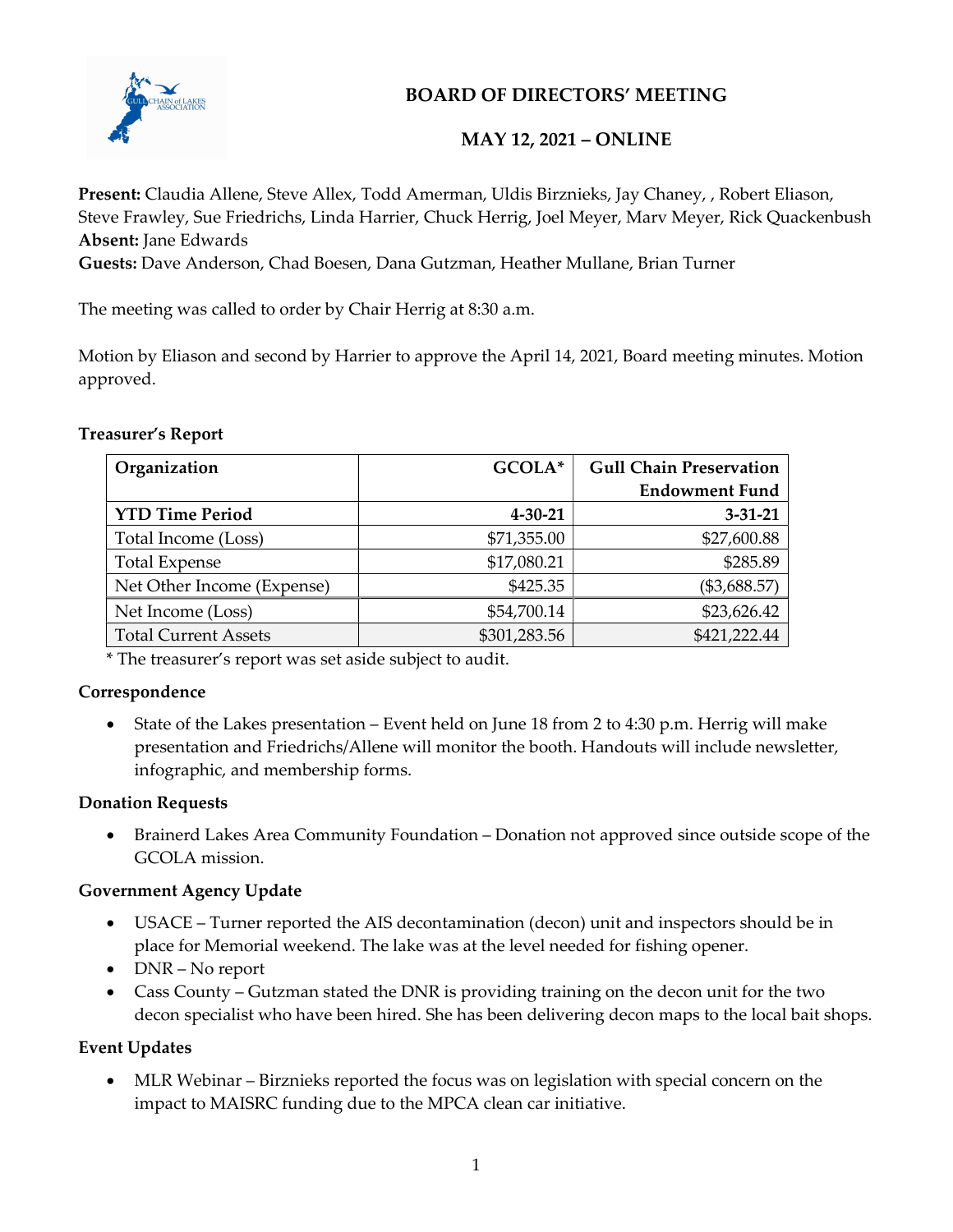# BOARD OF DIRECTORS' MEETING

## MAY 12, 2021 – ONLINE

**Present:** Claudia Allene, Steve Allex, Todd Amerman, Uldis Birznieks, Jay Chaney, , Robert Eliason, Steve Frawley, Sue Friedrichs, Linda Harrier, Chuck Herrig, Joel Meyer, Marv Meyer, Rick Quackenbush
**Absent:** Jane Edwards
**Guests:** Dave Anderson, Chad Boesen, Dana Gutzman, Heather Mullane, Brian Turner

The meeting was called to order by Chair Herrig at 8:30 a.m.

Motion by Eliason and second by Harrier to approve the April 14, 2021, Board meeting minutes. Motion approved.

**Treasurer's Report**

| Organization | GCOLA* | Gull Chain Preservation Endowment Fund |
|---|---:|---:|
| **YTD Time Period** | **4-30-21** | **3-31-21** |
| Total Income (Loss) | $71,355.00 | $27,600.88 |
| Total Expense | $17,080.21 | $285.89 |
| Net Other Income (Expense) | $425.35 | ($3,688.57) |
| Net Income (Loss) | $54,700.14 | $23,626.42 |
| Total Current Assets | $301,283.56 | $421,222.44 |

\* The treasurer's report was set aside subject to audit.

**Correspondence**

- State of the Lakes presentation – Event held on June 18 from 2 to 4:30 p.m. Herrig will make presentation and Friedrichs/Allene will monitor the booth. Handouts will include newsletter, infographic, and membership forms.

**Donation Requests**

- Brainerd Lakes Area Community Foundation – Donation not approved since outside scope of the GCOLA mission.

**Government Agency Update**

- USACE – Turner reported the AIS decontamination (decon) unit and inspectors should be in place for Memorial weekend. The lake was at the level needed for fishing opener.
- DNR – No report
- Cass County – Gutzman stated the DNR is providing training on the decon unit for the two decon specialist who have been hired. She has been delivering decon maps to the local bait shops.

**Event Updates**

- MLR Webinar – Birznieks reported the focus was on legislation with special concern on the impact to MAISRC funding due to the MPCA clean car initiative.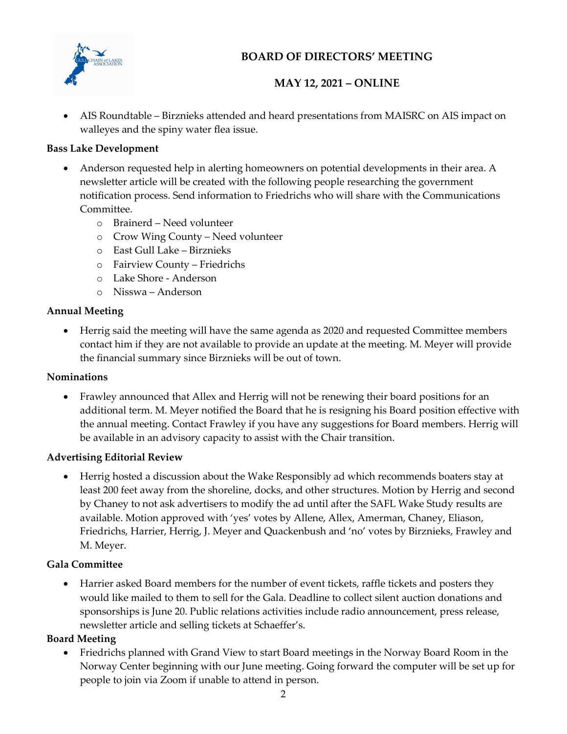- AIS Roundtable – Birznieks attended and heard presentations from MAISRC on AIS impact on walleyes and the spiny water flea issue.

**Bass Lake Development**

- Anderson requested help in alerting homeowners on potential developments in their area. A newsletter article will be created with the following people researching the government notification process. Send information to Friedrichs who will share with the Communications Committee.
  - Brainerd – Need volunteer
  - Crow Wing County – Need volunteer
  - East Gull Lake – Birznieks
  - Fairview County – Friedrichs
  - Lake Shore - Anderson
  - Nisswa – Anderson

**Annual Meeting**

- Herrig said the meeting will have the same agenda as 2020 and requested Committee members contact him if they are not available to provide an update at the meeting. M. Meyer will provide the financial summary since Birznieks will be out of town.

**Nominations**

- Frawley announced that Allex and Herrig will not be renewing their board positions for an additional term. M. Meyer notified the Board that he is resigning his Board position effective with the annual meeting. Contact Frawley if you have any suggestions for Board members. Herrig will be available in an advisory capacity to assist with the Chair transition.

**Advertising Editorial Review**

- Herrig hosted a discussion about the Wake Responsibly ad which recommends boaters stay at least 200 feet away from the shoreline, docks, and other structures. Motion by Herrig and second by Chaney to not ask advertisers to modify the ad until after the SAFL Wake Study results are available. Motion approved with 'yes' votes by Allene, Allex, Amerman, Chaney, Eliason, Friedrichs, Harrier, Herrig, J. Meyer and Quackenbush and 'no' votes by Birznieks, Frawley and M. Meyer.

**Gala Committee**

- Harrier asked Board members for the number of event tickets, raffle tickets and posters they would like mailed to them to sell for the Gala. Deadline to collect silent auction donations and sponsorships is June 20. Public relations activities include radio announcement, press release, newsletter article and selling tickets at Schaeffer's.

**Board Meeting**

- Friedrichs planned with Grand View to start Board meetings in the Norway Board Room in the Norway Center beginning with our June meeting. Going forward the computer will be set up for people to join via Zoom if unable to attend in person.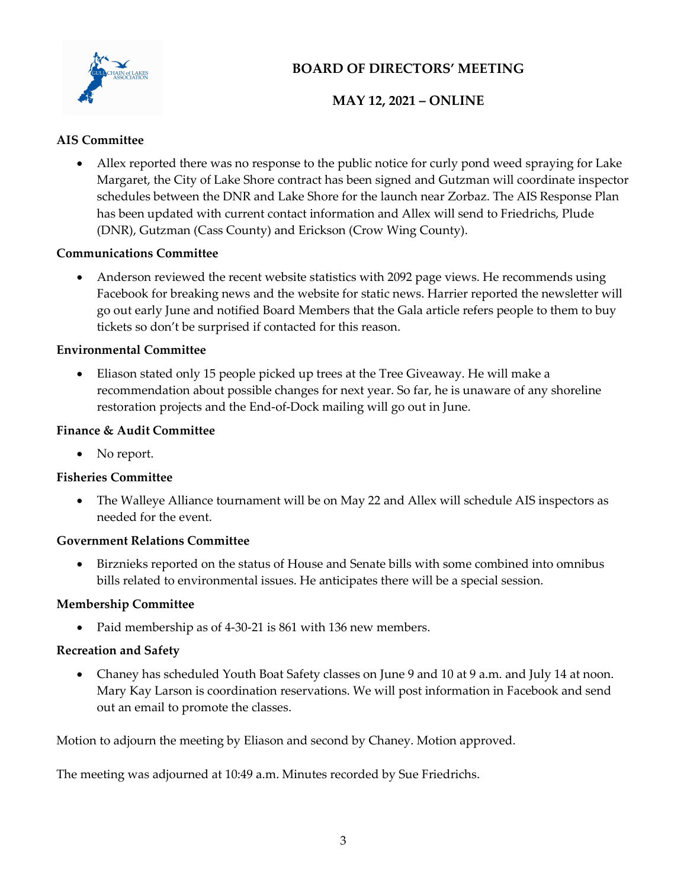# BOARD OF DIRECTORS' MEETING

## MAY 12, 2021 – ONLINE

**AIS Committee**

- Allex reported there was no response to the public notice for curly pond weed spraying for Lake Margaret, the City of Lake Shore contract has been signed and Gutzman will coordinate inspector schedules between the DNR and Lake Shore for the launch near Zorbaz. The AIS Response Plan has been updated with current contact information and Allex will send to Friedrichs, Plude (DNR), Gutzman (Cass County) and Erickson (Crow Wing County).

**Communications Committee**

- Anderson reviewed the recent website statistics with 2092 page views. He recommends using Facebook for breaking news and the website for static news. Harrier reported the newsletter will go out early June and notified Board Members that the Gala article refers people to them to buy tickets so don't be surprised if contacted for this reason.

**Environmental Committee**

- Eliason stated only 15 people picked up trees at the Tree Giveaway. He will make a recommendation about possible changes for next year. So far, he is unaware of any shoreline restoration projects and the End-of-Dock mailing will go out in June.

**Finance & Audit Committee**

- No report.

**Fisheries Committee**

- The Walleye Alliance tournament will be on May 22 and Allex will schedule AIS inspectors as needed for the event.

**Government Relations Committee**

- Birznieks reported on the status of House and Senate bills with some combined into omnibus bills related to environmental issues. He anticipates there will be a special session.

**Membership Committee**

- Paid membership as of 4-30-21 is 861 with 136 new members.

**Recreation and Safety**

- Chaney has scheduled Youth Boat Safety classes on June 9 and 10 at 9 a.m. and July 14 at noon. Mary Kay Larson is coordination reservations. We will post information in Facebook and send out an email to promote the classes.

Motion to adjourn the meeting by Eliason and second by Chaney. Motion approved.

The meeting was adjourned at 10:49 a.m. Minutes recorded by Sue Friedrichs.